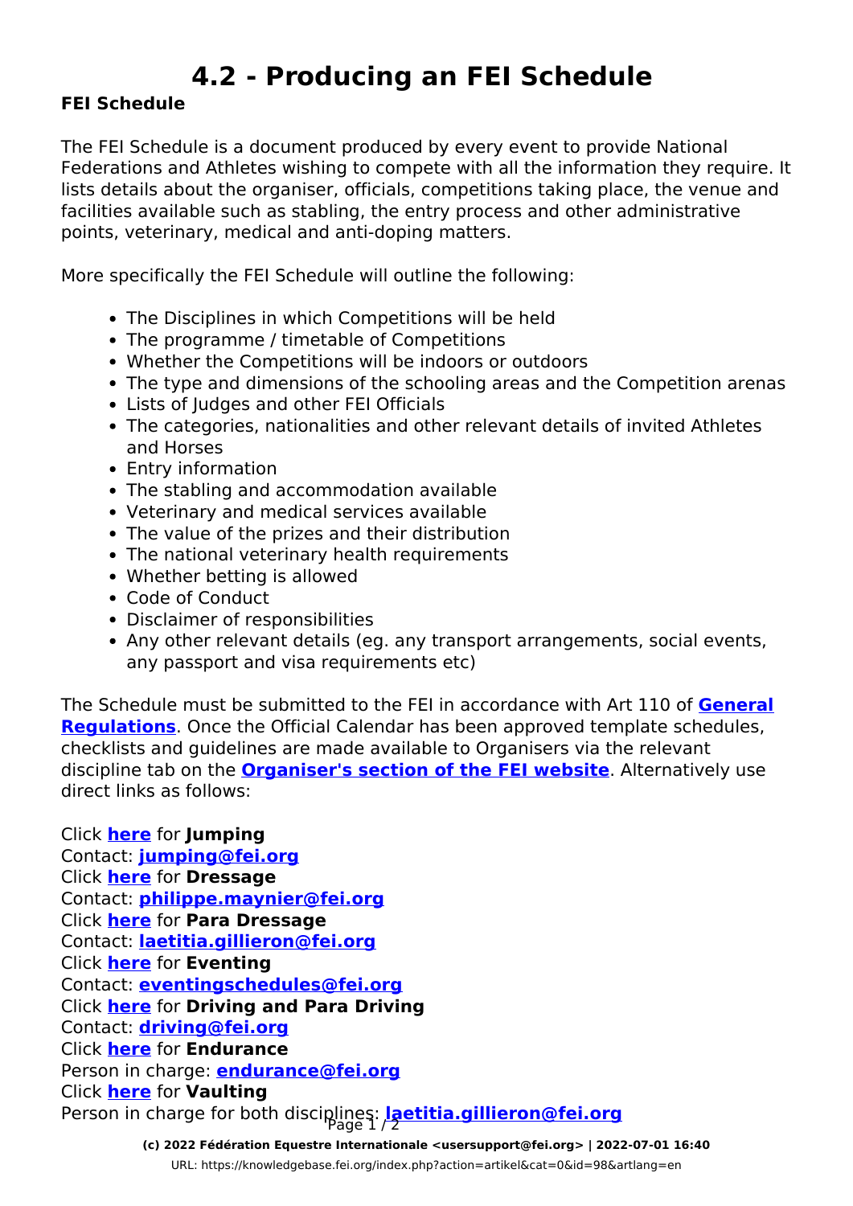# 4.2 - Producing an FEI Schedule

**FEI Schedule**

The FEI Schedule is a document produced by every event to provide National Federations and Athletes wishing to compete with all the information they require. It lists details about the organiser, officials, competitions taking place, the venue and facilities available such as stabling, the entry process and other administrative points, veterinary, medical and anti-doping matters.

More specifically the FEI Schedule will outline the following:

- The Disciplines in which Competitions will be held
- The programme / timetable of Competitions
- Whether the Competitions will be indoors or outdoors
- The type and dimensions of the schooling areas and the Competition arenas
- Lists of Judges and other FEI Officials
- The categories, nationalities and other relevant details of invited Athletes and Horses
- Entry information
- The stabling and accommodation available
- Veterinary and medical services available
- The value of the prizes and their distribution
- The national veterinary health requirements
- Whether betting is allowed
- Code of Conduct
- Disclaimer of responsibilities
- Any other relevant details (eg. any transport arrangements, social events, any passport and visa requirements etc)

The Schedule must be submitted to the FEI in accordance with Art 110 of **General Regulations**. Once the Official Calendar has been approved template schedules, checklists and guidelines are made available to Organisers via the relevant discipline tab on the **Organiser's section of the FEI website**. Alternatively use direct links as follows:

Click **here** for **Jumping**
Contact: **jumping@fei.org**
Click **here** for **Dressage**
Contact: **philippe.maynier@fei.org**
Click **here** for **Para Dressage**
Contact: **laetitia.gillieron@fei.org**
Click **here** for **Eventing**
Contact: **eventingschedules@fei.org**
Click **here** for **Driving and Para Driving**
Contact: **driving@fei.org**
Click **here** for **Endurance**
Person in charge: **endurance@fei.org**
Click **here** for **Vaulting**
Person in charge for both disciplines: **laetitia.gillieron@fei.org**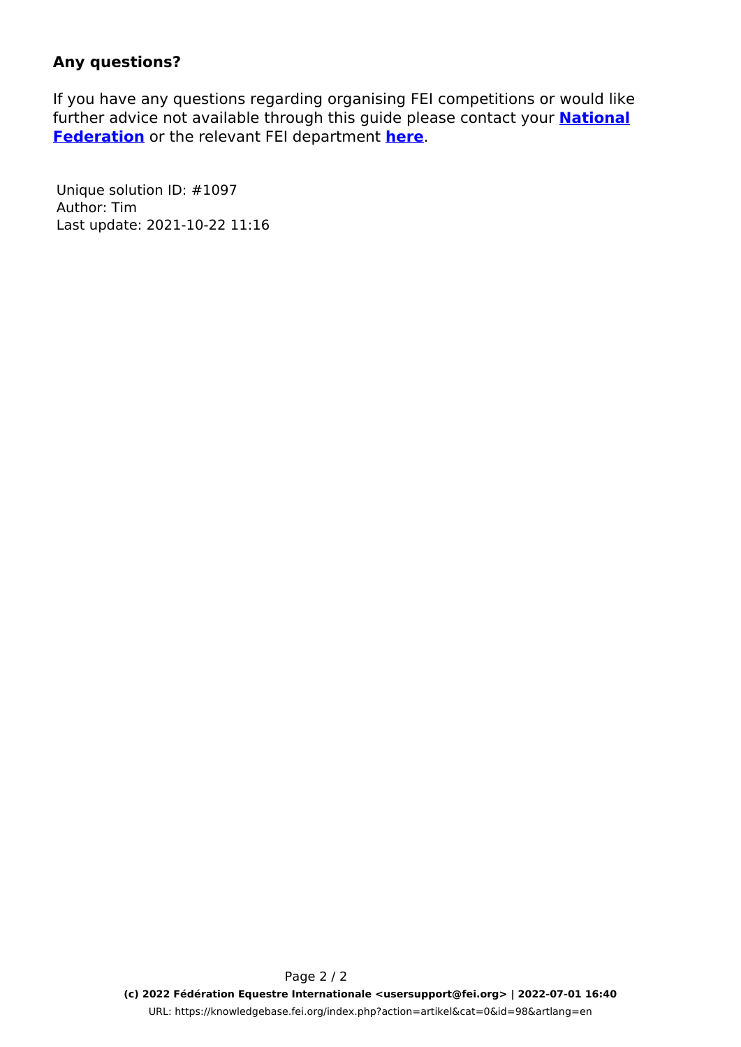**Any questions?**

If you have any questions regarding organising FEI competitions or would like further advice not available through this guide please contact your **National Federation** or the relevant FEI department **here**.

Unique solution ID: #1097
Author: Tim
Last update: 2021-10-22 11:16